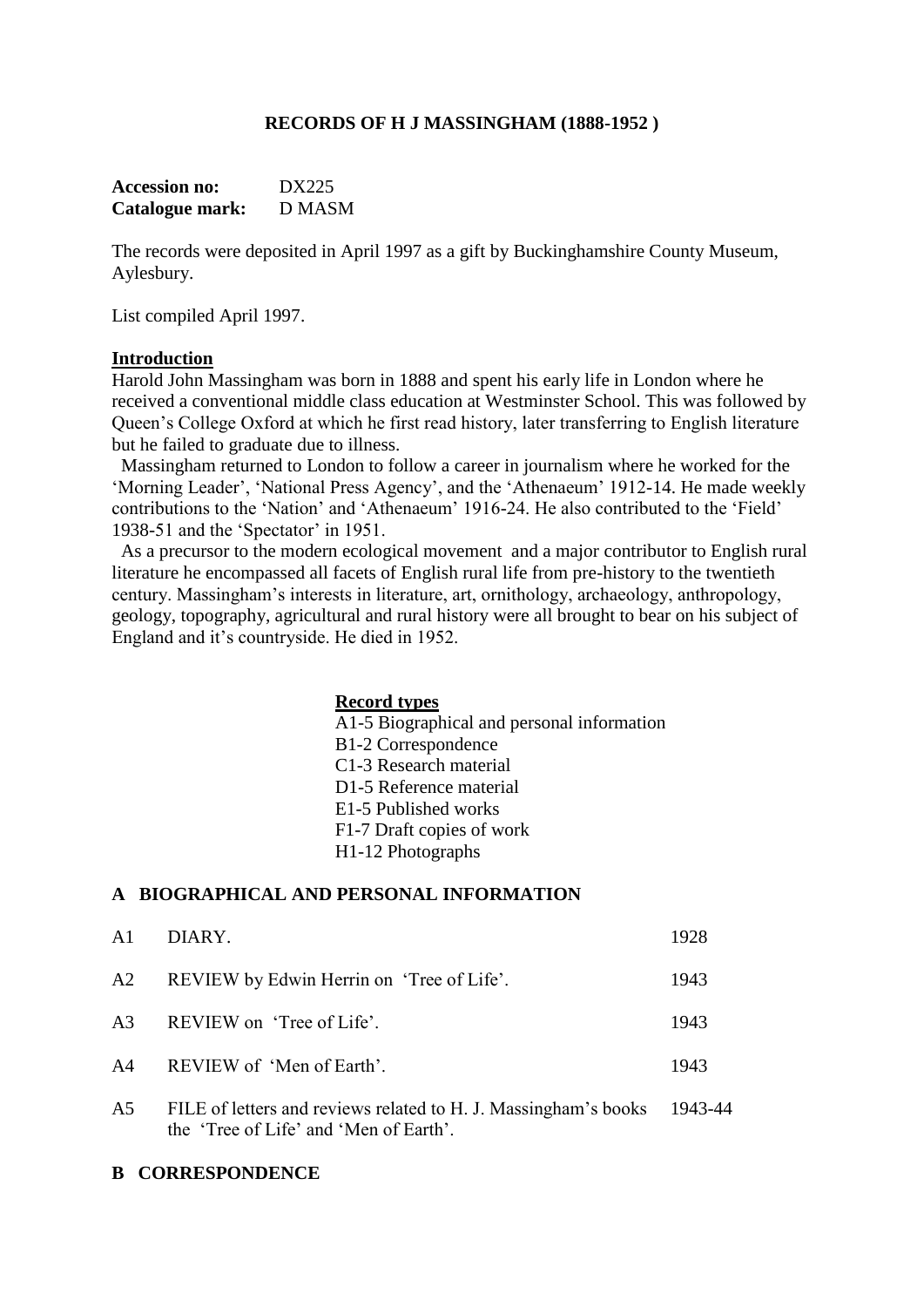# RECORDS OF H J MASSINGHAM (1888-1952 )

**Accession no:** DX225
**Catalogue mark:** D MASM

The records were deposited in April 1997 as a gift by Buckinghamshire County Museum, Aylesbury.

List compiled April 1997.

## Introduction

Harold John Massingham was born in 1888 and spent his early life in London where he received a conventional middle class education at Westminster School. This was followed by Queen's College Oxford at which he first read history, later transferring to English literature but he failed to graduate due to illness.

Massingham returned to London to follow a career in journalism where he worked for the 'Morning Leader', 'National Press Agency', and the 'Athenaeum' 1912-14. He made weekly contributions to the 'Nation' and 'Athenaeum' 1916-24. He also contributed to the 'Field' 1938-51 and the 'Spectator' in 1951.

As a precursor to the modern ecological movement and a major contributor to English rural literature he encompassed all facets of English rural life from pre-history to the twentieth century. Massingham's interests in literature, art, ornithology, archaeology, anthropology, geology, topography, agricultural and rural history were all brought to bear on his subject of England and it's countryside. He died in 1952.

### Record types

A1-5 Biographical and personal information
B1-2 Correspondence
C1-3 Research material
D1-5 Reference material
E1-5 Published works
F1-7 Draft copies of work
H1-12 Photographs

## A BIOGRAPHICAL AND PERSONAL INFORMATION

| | | |
|---|---|---|
| A1 | DIARY. | 1928 |
| A2 | REVIEW by Edwin Herrin on 'Tree of Life'. | 1943 |
| A3 | REVIEW on 'Tree of Life'. | 1943 |
| A4 | REVIEW of 'Men of Earth'. | 1943 |
| A5 | FILE of letters and reviews related to H. J. Massingham's books the 'Tree of Life' and 'Men of Earth'. | 1943-44 |

## B CORRESPONDENCE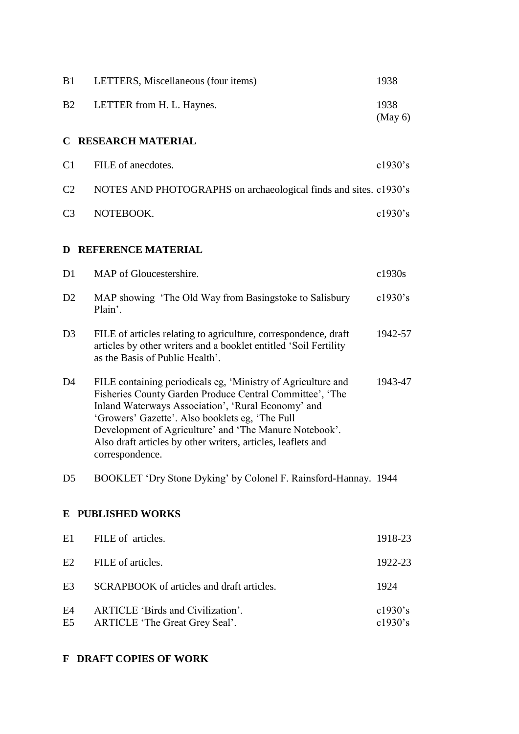| | | |
|---|---|---|
| B1 | LETTERS, Miscellaneous (four items) | 1938 |
| B2 | LETTER from H. L. Haynes. | 1938 (May 6) |

## C RESEARCH MATERIAL

| | | |
|---|---|---|
| C1 | FILE of anecdotes. | c1930's |
| C2 | NOTES AND PHOTOGRAPHS on archaeological finds and sites. | c1930's |
| C3 | NOTEBOOK. | c1930's |

## D REFERENCE MATERIAL

| | | |
|---|---|---|
| D1 | MAP of Gloucestershire. | c1930s |
| D2 | MAP showing 'The Old Way from Basingstoke to Salisbury Plain'. | c1930's |
| D3 | FILE of articles relating to agriculture, correspondence, draft articles by other writers and a booklet entitled 'Soil Fertility as the Basis of Public Health'. | 1942-57 |
| D4 | FILE containing periodicals eg, 'Ministry of Agriculture and Fisheries County Garden Produce Central Committee', 'The Inland Waterways Association', 'Rural Economy' and 'Growers' Gazette'. Also booklets eg, 'The Full Development of Agriculture' and 'The Manure Notebook'. Also draft articles by other writers, articles, leaflets and correspondence. | 1943-47 |
| D5 | BOOKLET 'Dry Stone Dyking' by Colonel F. Rainsford-Hannay. | 1944 |

## E PUBLISHED WORKS

| | | |
|---|---|---|
| E1 | FILE of articles. | 1918-23 |
| E2 | FILE of articles. | 1922-23 |
| E3 | SCRAPBOOK of articles and draft articles. | 1924 |
| E4 | ARTICLE 'Birds and Civilization'. | c1930's |
| E5 | ARTICLE 'The Great Grey Seal'. | c1930's |

## F DRAFT COPIES OF WORK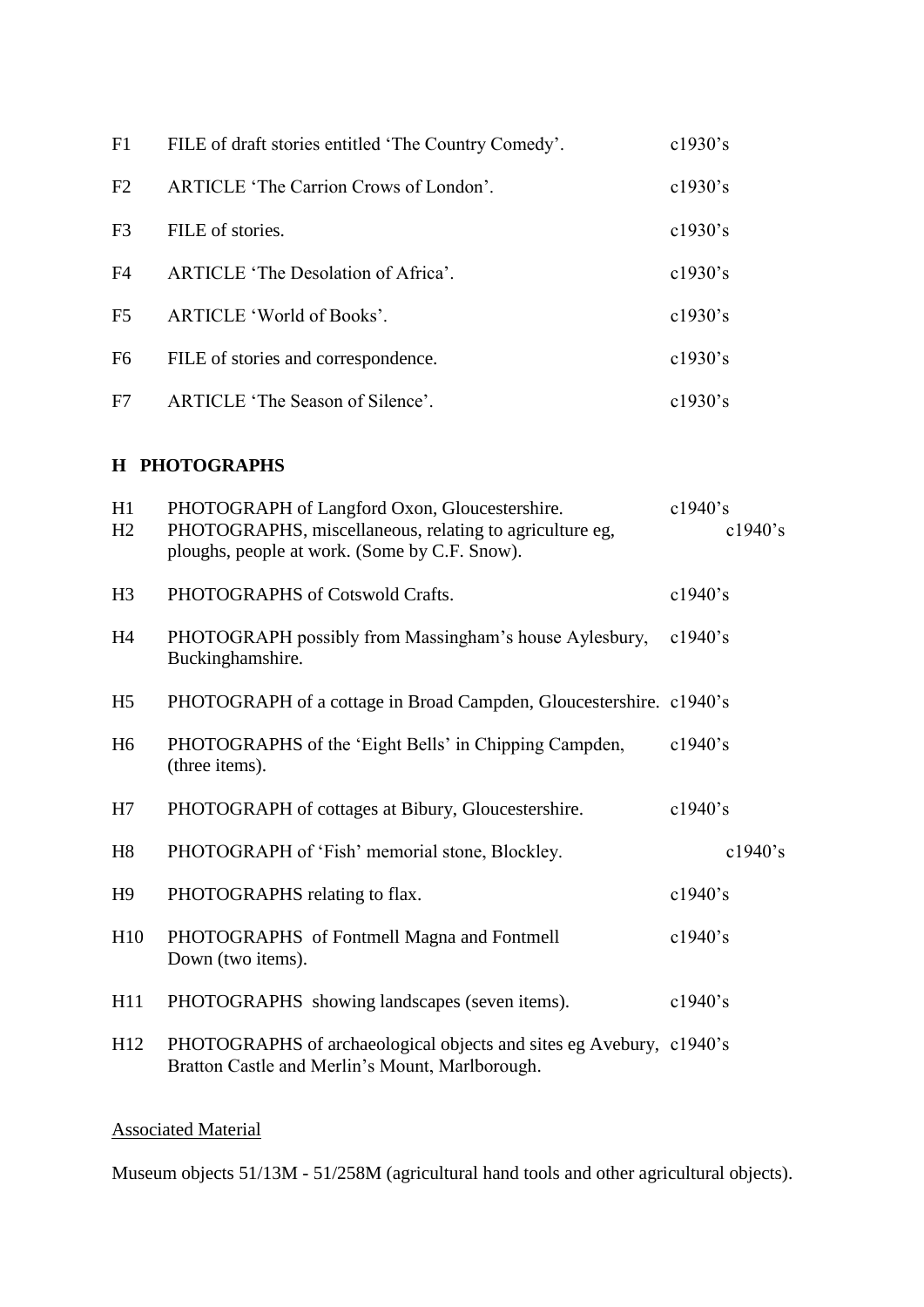| | | |
|---|---|---|
| F1 | FILE of draft stories entitled 'The Country Comedy'. | c1930's |
| F2 | ARTICLE 'The Carrion Crows of London'. | c1930's |
| F3 | FILE of stories. | c1930's |
| F4 | ARTICLE 'The Desolation of Africa'. | c1930's |
| F5 | ARTICLE 'World of Books'. | c1930's |
| F6 | FILE of stories and correspondence. | c1930's |
| F7 | ARTICLE 'The Season of Silence'. | c1930's |

## H PHOTOGRAPHS

| | | |
|---|---|---|
| H1 | PHOTOGRAPH of Langford Oxon, Gloucestershire. | c1940's |
| H2 | PHOTOGRAPHS, miscellaneous, relating to agriculture eg, ploughs, people at work. (Some by C.F. Snow). | c1940's |
| H3 | PHOTOGRAPHS of Cotswold Crafts. | c1940's |
| H4 | PHOTOGRAPH possibly from Massingham's house Aylesbury, Buckinghamshire. | c1940's |
| H5 | PHOTOGRAPH of a cottage in Broad Campden, Gloucestershire. | c1940's |
| H6 | PHOTOGRAPHS of the 'Eight Bells' in Chipping Campden, (three items). | c1940's |
| H7 | PHOTOGRAPH of cottages at Bibury, Gloucestershire. | c1940's |
| H8 | PHOTOGRAPH of 'Fish' memorial stone, Blockley. | c1940's |
| H9 | PHOTOGRAPHS relating to flax. | c1940's |
| H10 | PHOTOGRAPHS of Fontmell Magna and Fontmell Down (two items). | c1940's |
| H11 | PHOTOGRAPHS showing landscapes (seven items). | c1940's |
| H12 | PHOTOGRAPHS of archaeological objects and sites eg Avebury, Bratton Castle and Merlin's Mount, Marlborough. | c1940's |

Associated Material

Museum objects 51/13M - 51/258M (agricultural hand tools and other agricultural objects).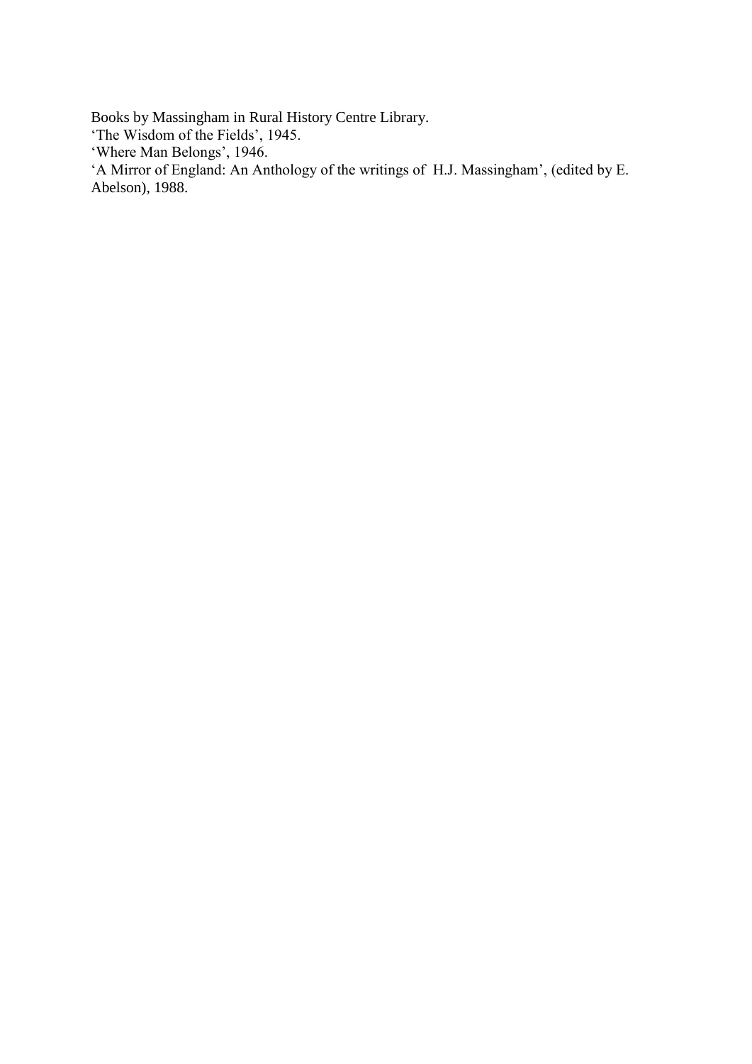Books by Massingham in Rural History Centre Library.

'The Wisdom of the Fields', 1945.

'Where Man Belongs', 1946.

'A Mirror of England: An Anthology of the writings of H.J. Massingham', (edited by E. Abelson), 1988.